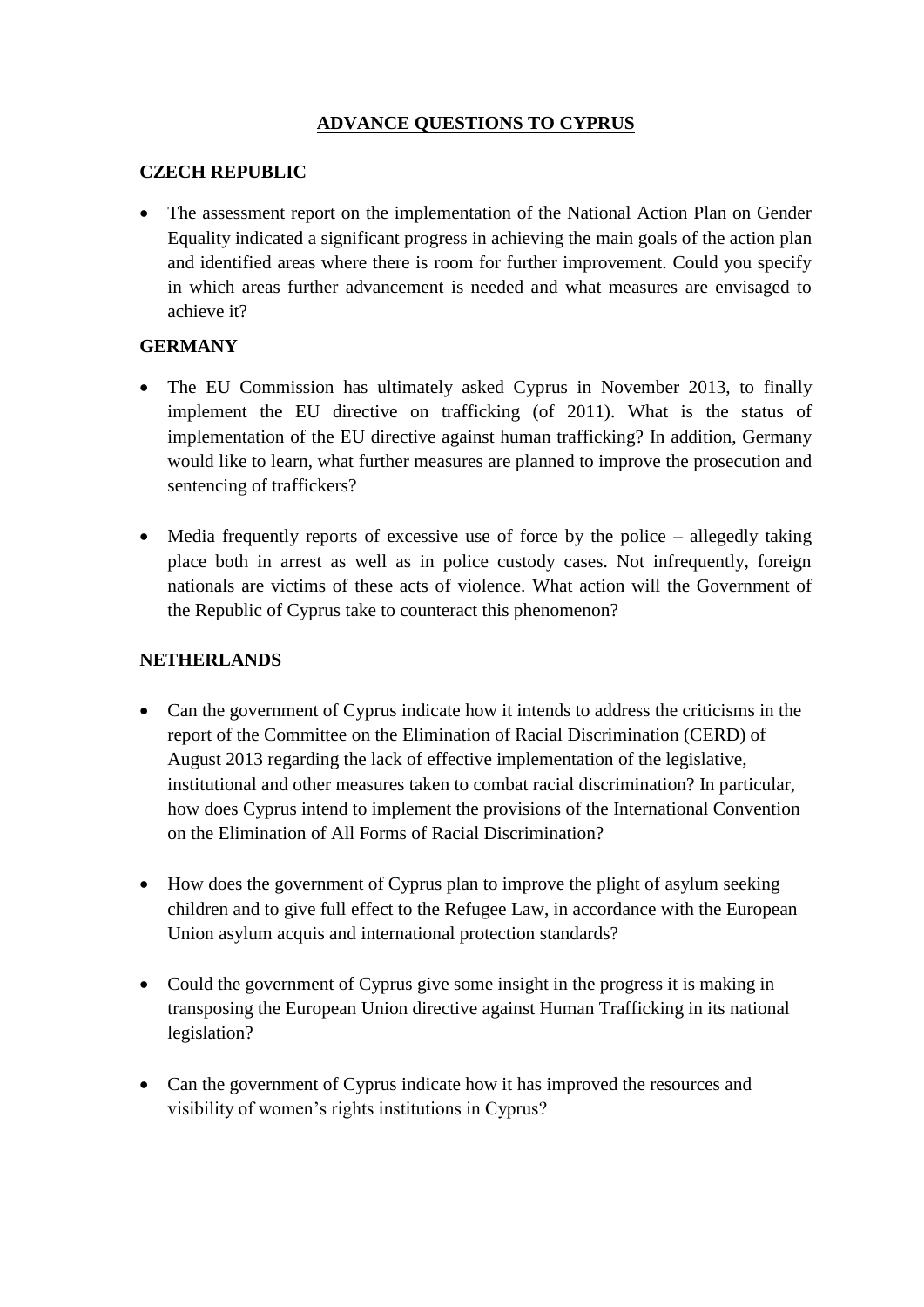# ADVANCE QUESTIONS TO CYPRUS

## CZECH REPUBLIC

- The assessment report on the implementation of the National Action Plan on Gender Equality indicated a significant progress in achieving the main goals of the action plan and identified areas where there is room for further improvement. Could you specify in which areas further advancement is needed and what measures are envisaged to achieve it?

## GERMANY

- The EU Commission has ultimately asked Cyprus in November 2013, to finally implement the EU directive on trafficking (of 2011). What is the status of implementation of the EU directive against human trafficking? In addition, Germany would like to learn, what further measures are planned to improve the prosecution and sentencing of traffickers?

- Media frequently reports of excessive use of force by the police – allegedly taking place both in arrest as well as in police custody cases. Not infrequently, foreign nationals are victims of these acts of violence. What action will the Government of the Republic of Cyprus take to counteract this phenomenon?

## NETHERLANDS

- Can the government of Cyprus indicate how it intends to address the criticisms in the report of the Committee on the Elimination of Racial Discrimination (CERD) of August 2013 regarding the lack of effective implementation of the legislative, institutional and other measures taken to combat racial discrimination? In particular, how does Cyprus intend to implement the provisions of the International Convention on the Elimination of All Forms of Racial Discrimination?

- How does the government of Cyprus plan to improve the plight of asylum seeking children and to give full effect to the Refugee Law, in accordance with the European Union asylum acquis and international protection standards?

- Could the government of Cyprus give some insight in the progress it is making in transposing the European Union directive against Human Trafficking in its national legislation?

- Can the government of Cyprus indicate how it has improved the resources and visibility of women's rights institutions in Cyprus?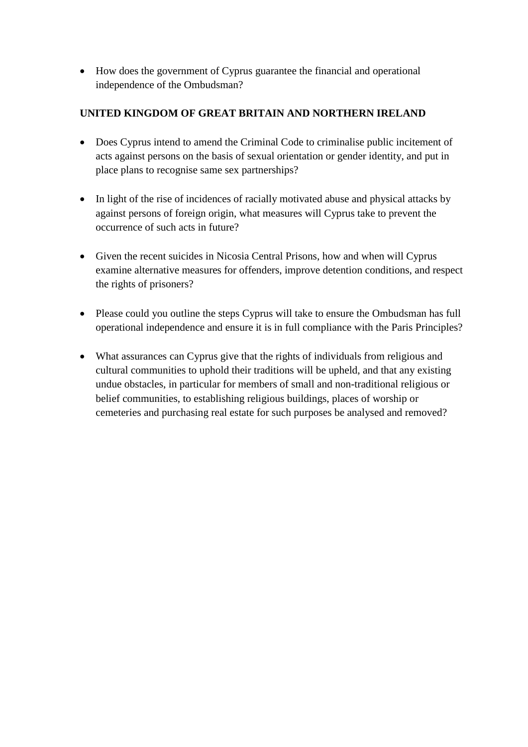- How does the government of Cyprus guarantee the financial and operational independence of the Ombudsman?

**UNITED KINGDOM OF GREAT BRITAIN AND NORTHERN IRELAND**

- Does Cyprus intend to amend the Criminal Code to criminalise public incitement of acts against persons on the basis of sexual orientation or gender identity, and put in place plans to recognise same sex partnerships?

- In light of the rise of incidences of racially motivated abuse and physical attacks by against persons of foreign origin, what measures will Cyprus take to prevent the occurrence of such acts in future?

- Given the recent suicides in Nicosia Central Prisons, how and when will Cyprus examine alternative measures for offenders, improve detention conditions, and respect the rights of prisoners?

- Please could you outline the steps Cyprus will take to ensure the Ombudsman has full operational independence and ensure it is in full compliance with the Paris Principles?

- What assurances can Cyprus give that the rights of individuals from religious and cultural communities to uphold their traditions will be upheld, and that any existing undue obstacles, in particular for members of small and non-traditional religious or belief communities, to establishing religious buildings, places of worship or cemeteries and purchasing real estate for such purposes be analysed and removed?